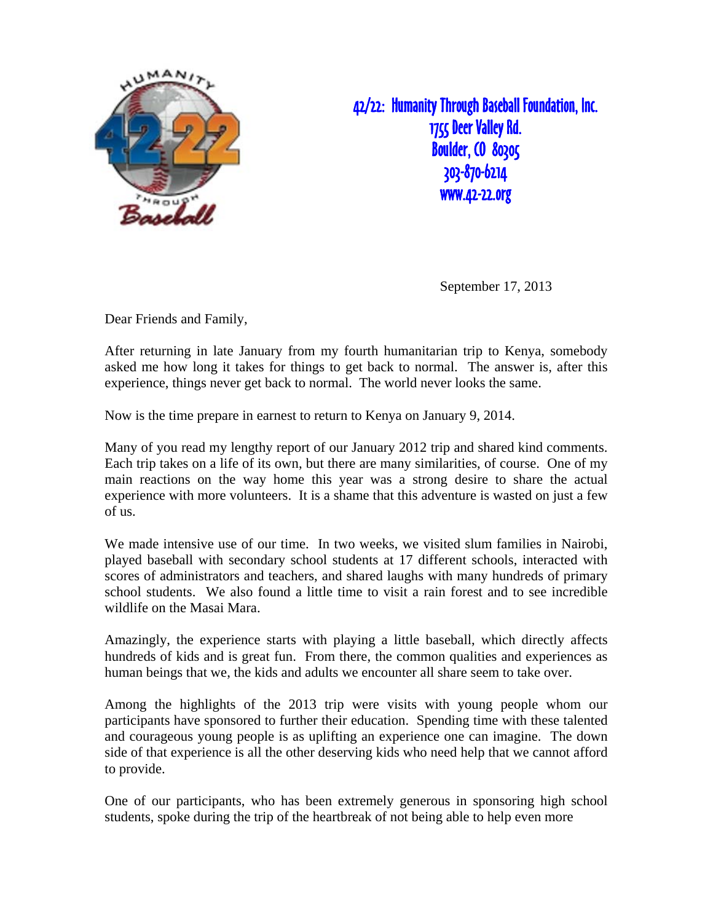42/22: Humanity Through Baseball Foundation, Inc.
1755 Deer Valley Rd.
Boulder, CO 80305
303-870-6214
www.42-22.org

September 17, 2013

Dear Friends and Family,

After returning in late January from my fourth humanitarian trip to Kenya, somebody asked me how long it takes for things to get back to normal. The answer is, after this experience, things never get back to normal. The world never looks the same.

Now is the time prepare in earnest to return to Kenya on January 9, 2014.

Many of you read my lengthy report of our January 2012 trip and shared kind comments. Each trip takes on a life of its own, but there are many similarities, of course. One of my main reactions on the way home this year was a strong desire to share the actual experience with more volunteers. It is a shame that this adventure is wasted on just a few of us.

We made intensive use of our time. In two weeks, we visited slum families in Nairobi, played baseball with secondary school students at 17 different schools, interacted with scores of administrators and teachers, and shared laughs with many hundreds of primary school students. We also found a little time to visit a rain forest and to see incredible wildlife on the Masai Mara.

Amazingly, the experience starts with playing a little baseball, which directly affects hundreds of kids and is great fun. From there, the common qualities and experiences as human beings that we, the kids and adults we encounter all share seem to take over.

Among the highlights of the 2013 trip were visits with young people whom our participants have sponsored to further their education. Spending time with these talented and courageous young people is as uplifting an experience one can imagine. The down side of that experience is all the other deserving kids who need help that we cannot afford to provide.

One of our participants, who has been extremely generous in sponsoring high school students, spoke during the trip of the heartbreak of not being able to help even more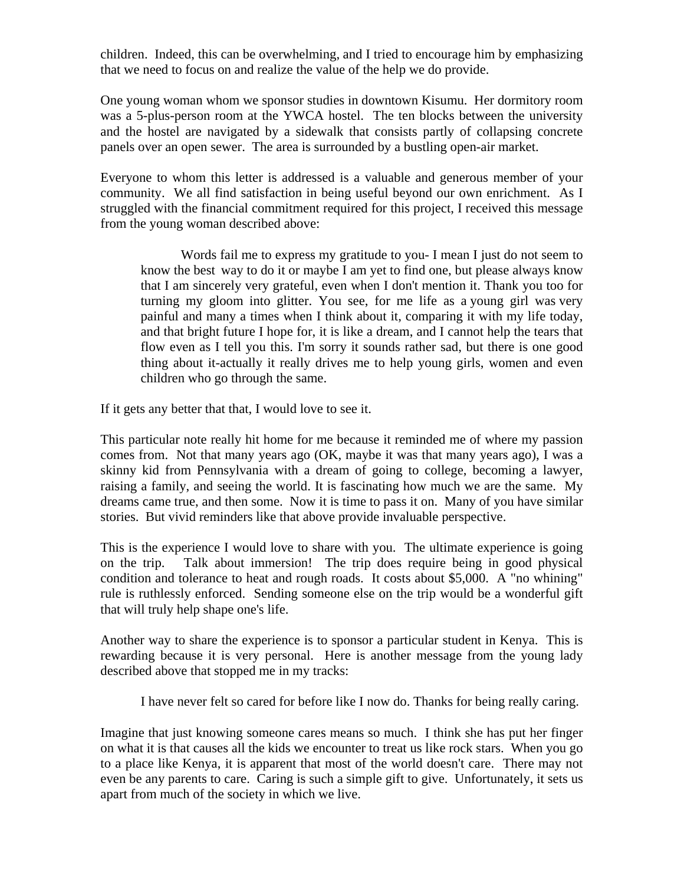children. Indeed, this can be overwhelming, and I tried to encourage him by emphasizing that we need to focus on and realize the value of the help we do provide.

One young woman whom we sponsor studies in downtown Kisumu. Her dormitory room was a 5-plus-person room at the YWCA hostel. The ten blocks between the university and the hostel are navigated by a sidewalk that consists partly of collapsing concrete panels over an open sewer. The area is surrounded by a bustling open-air market.

Everyone to whom this letter is addressed is a valuable and generous member of your community. We all find satisfaction in being useful beyond our own enrichment. As I struggled with the financial commitment required for this project, I received this message from the young woman described above:

> Words fail me to express my gratitude to you- I mean I just do not seem to know the best way to do it or maybe I am yet to find one, but please always know that I am sincerely very grateful, even when I don't mention it. Thank you too for turning my gloom into glitter. You see, for me life as a young girl was very painful and many a times when I think about it, comparing it with my life today, and that bright future I hope for, it is like a dream, and I cannot help the tears that flow even as I tell you this. I'm sorry it sounds rather sad, but there is one good thing about it-actually it really drives me to help young girls, women and even children who go through the same.

If it gets any better that that, I would love to see it.

This particular note really hit home for me because it reminded me of where my passion comes from. Not that many years ago (OK, maybe it was that many years ago), I was a skinny kid from Pennsylvania with a dream of going to college, becoming a lawyer, raising a family, and seeing the world. It is fascinating how much we are the same. My dreams came true, and then some. Now it is time to pass it on. Many of you have similar stories. But vivid reminders like that above provide invaluable perspective.

This is the experience I would love to share with you. The ultimate experience is going on the trip. Talk about immersion! The trip does require being in good physical condition and tolerance to heat and rough roads. It costs about $5,000. A "no whining" rule is ruthlessly enforced. Sending someone else on the trip would be a wonderful gift that will truly help shape one's life.

Another way to share the experience is to sponsor a particular student in Kenya. This is rewarding because it is very personal. Here is another message from the young lady described above that stopped me in my tracks:

> I have never felt so cared for before like I now do. Thanks for being really caring.

Imagine that just knowing someone cares means so much. I think she has put her finger on what it is that causes all the kids we encounter to treat us like rock stars. When you go to a place like Kenya, it is apparent that most of the world doesn't care. There may not even be any parents to care. Caring is such a simple gift to give. Unfortunately, it sets us apart from much of the society in which we live.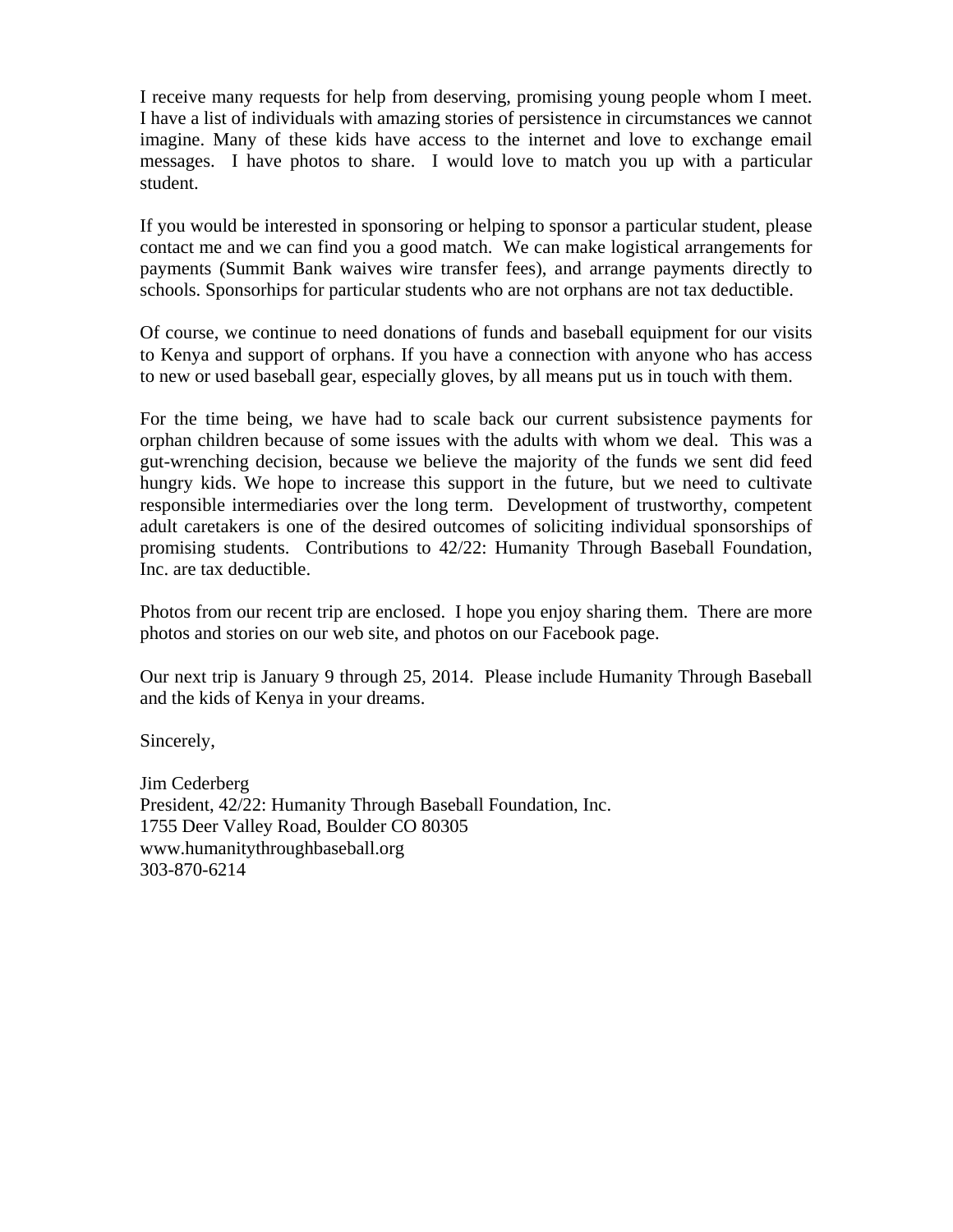I receive many requests for help from deserving, promising young people whom I meet. I have a list of individuals with amazing stories of persistence in circumstances we cannot imagine. Many of these kids have access to the internet and love to exchange email messages. I have photos to share. I would love to match you up with a particular student.

If you would be interested in sponsoring or helping to sponsor a particular student, please contact me and we can find you a good match. We can make logistical arrangements for payments (Summit Bank waives wire transfer fees), and arrange payments directly to schools. Sponsorhips for particular students who are not orphans are not tax deductible.

Of course, we continue to need donations of funds and baseball equipment for our visits to Kenya and support of orphans. If you have a connection with anyone who has access to new or used baseball gear, especially gloves, by all means put us in touch with them.

For the time being, we have had to scale back our current subsistence payments for orphan children because of some issues with the adults with whom we deal. This was a gut-wrenching decision, because we believe the majority of the funds we sent did feed hungry kids. We hope to increase this support in the future, but we need to cultivate responsible intermediaries over the long term. Development of trustworthy, competent adult caretakers is one of the desired outcomes of soliciting individual sponsorships of promising students. Contributions to 42/22: Humanity Through Baseball Foundation, Inc. are tax deductible.

Photos from our recent trip are enclosed. I hope you enjoy sharing them. There are more photos and stories on our web site, and photos on our Facebook page.

Our next trip is January 9 through 25, 2014. Please include Humanity Through Baseball and the kids of Kenya in your dreams.

Sincerely,

Jim Cederberg
President, 42/22: Humanity Through Baseball Foundation, Inc.
1755 Deer Valley Road, Boulder CO 80305
www.humanitythroughbaseball.org
303-870-6214